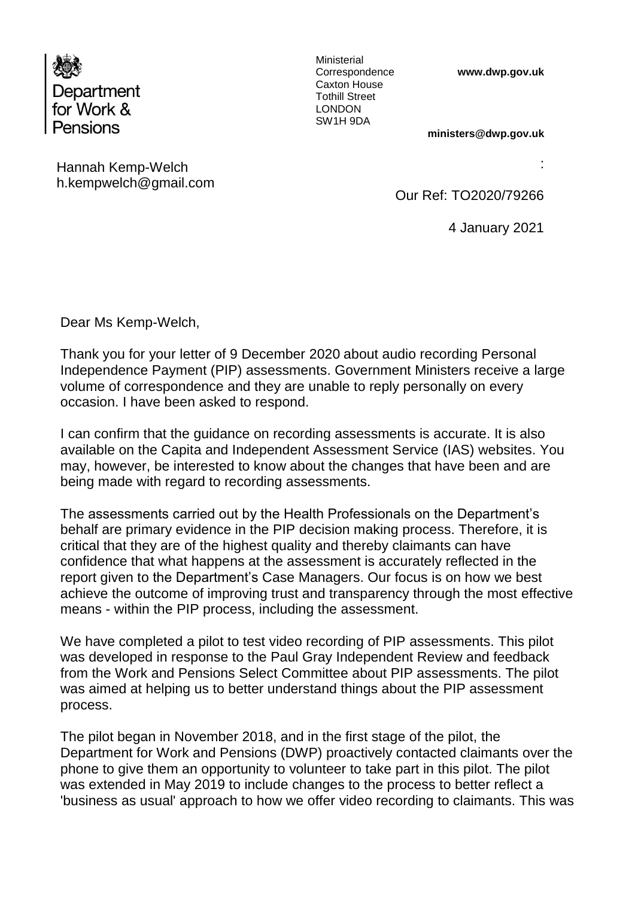Department for Work & Pensions

Ministerial Correspondence
Caxton House
Tothill Street
LONDON
SW1H 9DA

**www.dwp.gov.uk**

**ministers@dwp.gov.uk**

Hannah Kemp-Welch
h.kempwelch@gmail.com

:

Our Ref: TO2020/79266

4 January 2021

Dear Ms Kemp-Welch,

Thank you for your letter of 9 December 2020 about audio recording Personal Independence Payment (PIP) assessments. Government Ministers receive a large volume of correspondence and they are unable to reply personally on every occasion. I have been asked to respond.

I can confirm that the guidance on recording assessments is accurate. It is also available on the Capita and Independent Assessment Service (IAS) websites. You may, however, be interested to know about the changes that have been and are being made with regard to recording assessments.

The assessments carried out by the Health Professionals on the Department's behalf are primary evidence in the PIP decision making process. Therefore, it is critical that they are of the highest quality and thereby claimants can have confidence that what happens at the assessment is accurately reflected in the report given to the Department's Case Managers. Our focus is on how we best achieve the outcome of improving trust and transparency through the most effective means - within the PIP process, including the assessment.

We have completed a pilot to test video recording of PIP assessments. This pilot was developed in response to the Paul Gray Independent Review and feedback from the Work and Pensions Select Committee about PIP assessments. The pilot was aimed at helping us to better understand things about the PIP assessment process.

The pilot began in November 2018, and in the first stage of the pilot, the Department for Work and Pensions (DWP) proactively contacted claimants over the phone to give them an opportunity to volunteer to take part in this pilot. The pilot was extended in May 2019 to include changes to the process to better reflect a 'business as usual' approach to how we offer video recording to claimants. This was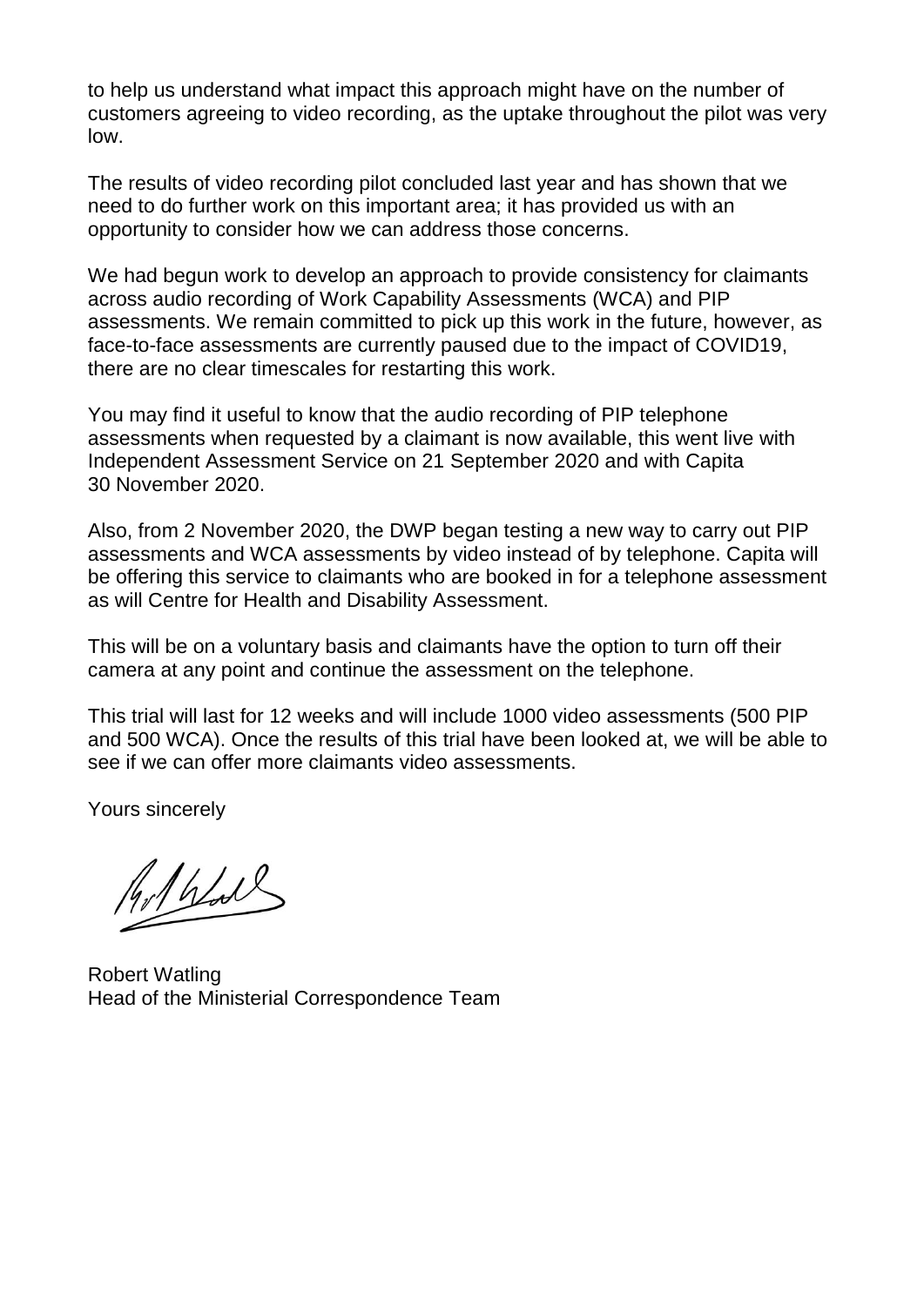to help us understand what impact this approach might have on the number of customers agreeing to video recording, as the uptake throughout the pilot was very low.

The results of video recording pilot concluded last year and has shown that we need to do further work on this important area; it has provided us with an opportunity to consider how we can address those concerns.

We had begun work to develop an approach to provide consistency for claimants across audio recording of Work Capability Assessments (WCA) and PIP assessments. We remain committed to pick up this work in the future, however, as face-to-face assessments are currently paused due to the impact of COVID19, there are no clear timescales for restarting this work.

You may find it useful to know that the audio recording of PIP telephone assessments when requested by a claimant is now available, this went live with Independent Assessment Service on 21 September 2020 and with Capita 30 November 2020.

Also, from 2 November 2020, the DWP began testing a new way to carry out PIP assessments and WCA assessments by video instead of by telephone. Capita will be offering this service to claimants who are booked in for a telephone assessment as will Centre for Health and Disability Assessment.

This will be on a voluntary basis and claimants have the option to turn off their camera at any point and continue the assessment on the telephone.

This trial will last for 12 weeks and will include 1000 video assessments (500 PIP and 500 WCA). Once the results of this trial have been looked at, we will be able to see if we can offer more claimants video assessments.

Yours sincerely

Robert Watling
Head of the Ministerial Correspondence Team